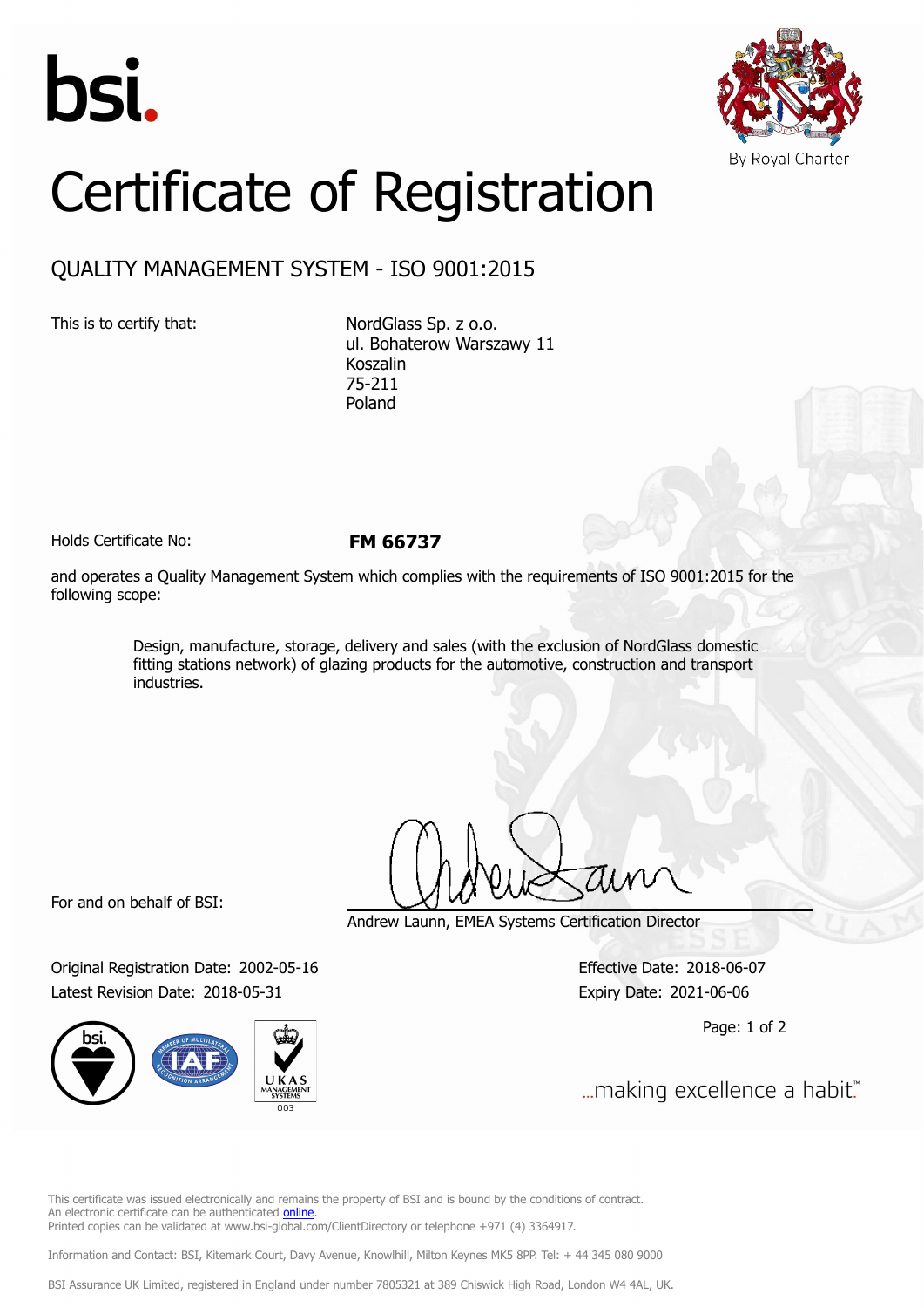bsi.

By Royal Charter

# Certificate of Registration

## QUALITY MANAGEMENT SYSTEM - ISO 9001:2015

This is to certify that:

NordGlass Sp. z o.o.
ul. Bohaterow Warszawy 11
Koszalin
75-211
Poland

Holds Certificate No: **FM 66737**

and operates a Quality Management System which complies with the requirements of ISO 9001:2015 for the following scope:

> Design, manufacture, storage, delivery and sales (with the exclusion of NordGlass domestic fitting stations network) of glazing products for the automotive, construction and transport industries.

For and on behalf of BSI:

Andrew Launn, EMEA Systems Certification Director

Original Registration Date: 2002-05-16
Latest Revision Date: 2018-05-31

Effective Date: 2018-06-07
Expiry Date: 2021-06-06

...making excellence a habit.™

This certificate was issued electronically and remains the property of BSI and is bound by the conditions of contract.
An electronic certificate can be authenticated online.
Printed copies can be validated at www.bsi-global.com/ClientDirectory or telephone +971 (4) 3364917.

Information and Contact: BSI, Kitemark Court, Davy Avenue, Knowlhill, Milton Keynes MK5 8PP. Tel: + 44 345 080 9000

BSI Assurance UK Limited, registered in England under number 7805321 at 389 Chiswick High Road, London W4 4AL, UK.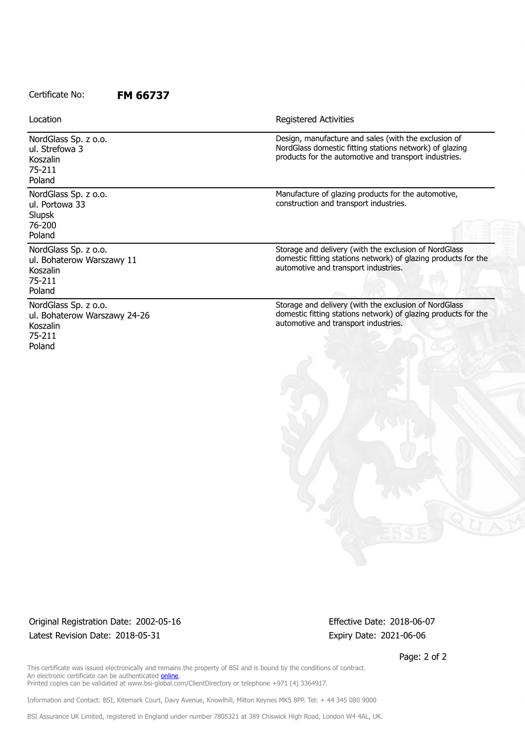Certificate No: **FM 66737**

| Location | Registered Activities |
| --- | --- |
| NordGlass Sp. z o.o.<br>ul. Strefowa 3<br>Koszalin<br>75-211<br>Poland | Design, manufacture and sales (with the exclusion of NordGlass domestic fitting stations network) of glazing products for the automotive and transport industries. |
| NordGlass Sp. z o.o.<br>ul. Portowa 33<br>Slupsk<br>76-200<br>Poland | Manufacture of glazing products for the automotive, construction and transport industries. |
| NordGlass Sp. z o.o.<br>ul. Bohaterow Warszawy 11<br>Koszalin<br>75-211<br>Poland | Storage and delivery (with the exclusion of NordGlass domestic fitting stations network) of glazing products for the automotive and transport industries. |
| NordGlass Sp. z o.o.<br>ul. Bohaterow Warszawy 24-26<br>Koszalin<br>75-211<br>Poland | Storage and delivery (with the exclusion of NordGlass domestic fitting stations network) of glazing products for the automotive and transport industries. |

Original Registration Date: 2002-05-16
Latest Revision Date: 2018-05-31

Effective Date: 2018-06-07
Expiry Date: 2021-06-06

This certificate was issued electronically and remains the property of BSI and is bound by the conditions of contract.
An electronic certificate can be authenticated online.
Printed copies can be validated at www.bsi-global.com/ClientDirectory or telephone +971 (4) 3364917.

Information and Contact: BSI, Kitemark Court, Davy Avenue, Knowlhill, Milton Keynes MK5 8PP. Tel: + 44 345 080 9000

BSI Assurance UK Limited, registered in England under number 7805321 at 389 Chiswick High Road, London W4 4AL, UK.